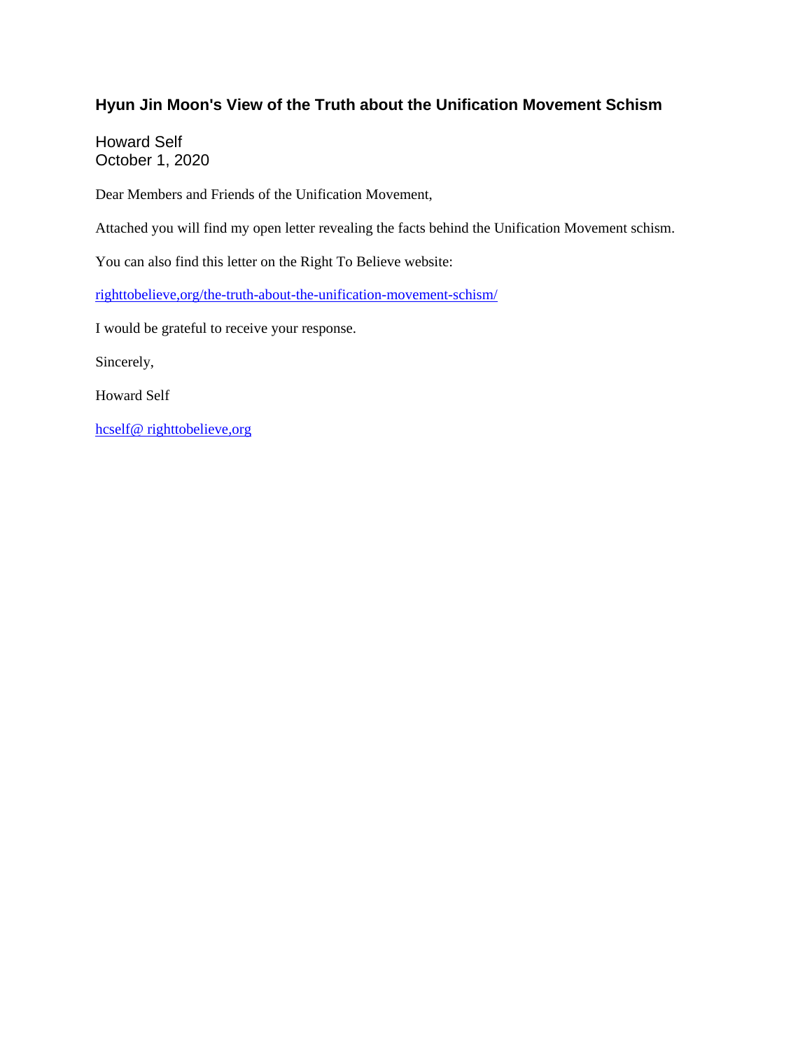# Hyun Jin Moon's View of the Truth about the Unification Movement Schism

Howard Self
October 1, 2020

Dear Members and Friends of the Unification Movement,

Attached you will find my open letter revealing the facts behind the Unification Movement schism.

You can also find this letter on the Right To Believe website:

righttobelieve,org/the-truth-about-the-unification-movement-schism/

I would be grateful to receive your response.

Sincerely,

Howard Self

hcself@ righttobelieve,org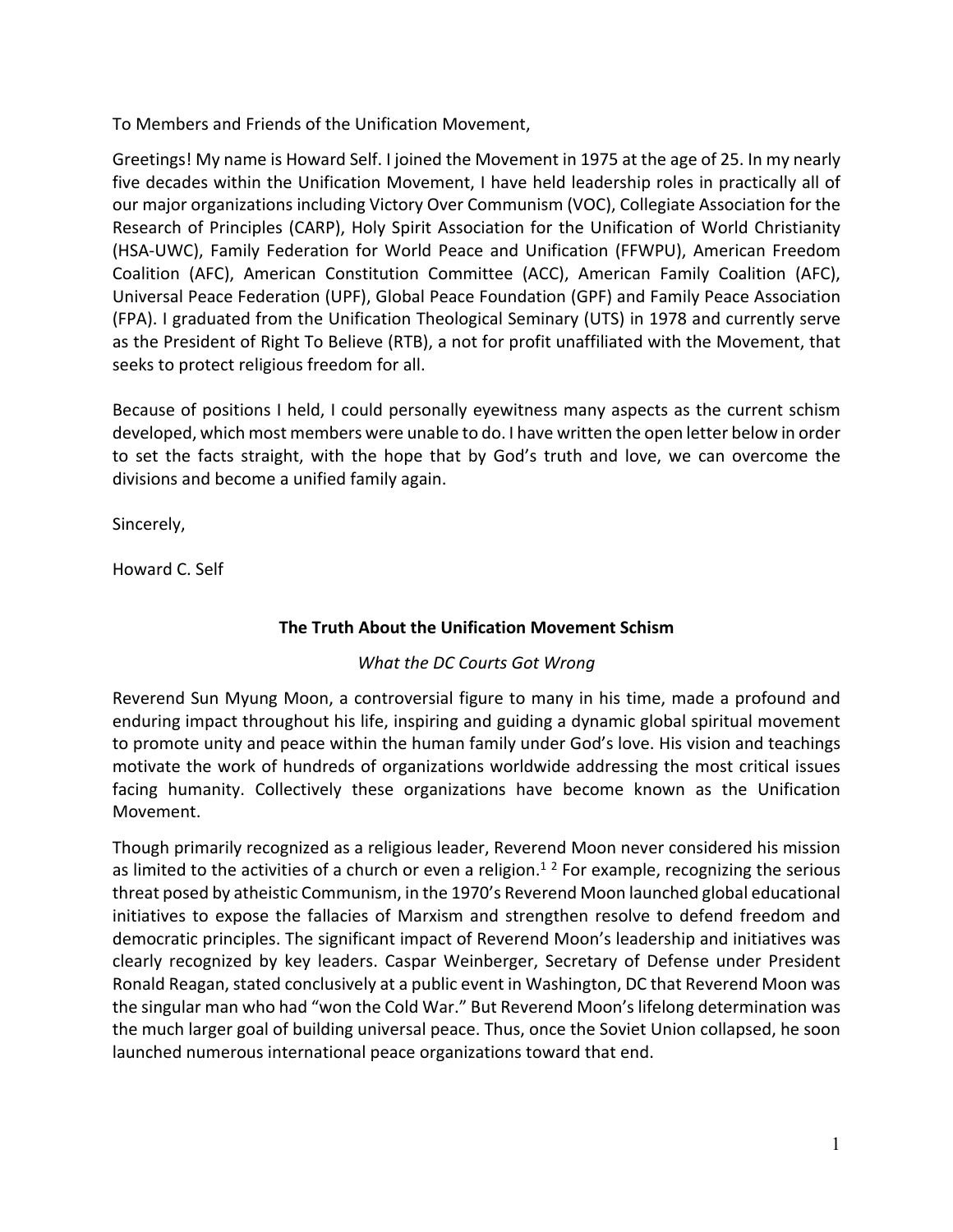To Members and Friends of the Unification Movement,

Greetings! My name is Howard Self. I joined the Movement in 1975 at the age of 25. In my nearly five decades within the Unification Movement, I have held leadership roles in practically all of our major organizations including Victory Over Communism (VOC), Collegiate Association for the Research of Principles (CARP), Holy Spirit Association for the Unification of World Christianity (HSA-UWC), Family Federation for World Peace and Unification (FFWPU), American Freedom Coalition (AFC), American Constitution Committee (ACC), American Family Coalition (AFC), Universal Peace Federation (UPF), Global Peace Foundation (GPF) and Family Peace Association (FPA). I graduated from the Unification Theological Seminary (UTS) in 1978 and currently serve as the President of Right To Believe (RTB), a not for profit unaffiliated with the Movement, that seeks to protect religious freedom for all.

Because of positions I held, I could personally eyewitness many aspects as the current schism developed, which most members were unable to do. I have written the open letter below in order to set the facts straight, with the hope that by God's truth and love, we can overcome the divisions and become a unified family again.

Sincerely,

Howard C. Self

## The Truth About the Unification Movement Schism

*What the DC Courts Got Wrong*

Reverend Sun Myung Moon, a controversial figure to many in his time, made a profound and enduring impact throughout his life, inspiring and guiding a dynamic global spiritual movement to promote unity and peace within the human family under God's love. His vision and teachings motivate the work of hundreds of organizations worldwide addressing the most critical issues facing humanity. Collectively these organizations have become known as the Unification Movement.

Though primarily recognized as a religious leader, Reverend Moon never considered his mission as limited to the activities of a church or even a religion.[1] [2] For example, recognizing the serious threat posed by atheistic Communism, in the 1970's Reverend Moon launched global educational initiatives to expose the fallacies of Marxism and strengthen resolve to defend freedom and democratic principles. The significant impact of Reverend Moon's leadership and initiatives was clearly recognized by key leaders. Caspar Weinberger, Secretary of Defense under President Ronald Reagan, stated conclusively at a public event in Washington, DC that Reverend Moon was the singular man who had "won the Cold War." But Reverend Moon's lifelong determination was the much larger goal of building universal peace. Thus, once the Soviet Union collapsed, he soon launched numerous international peace organizations toward that end.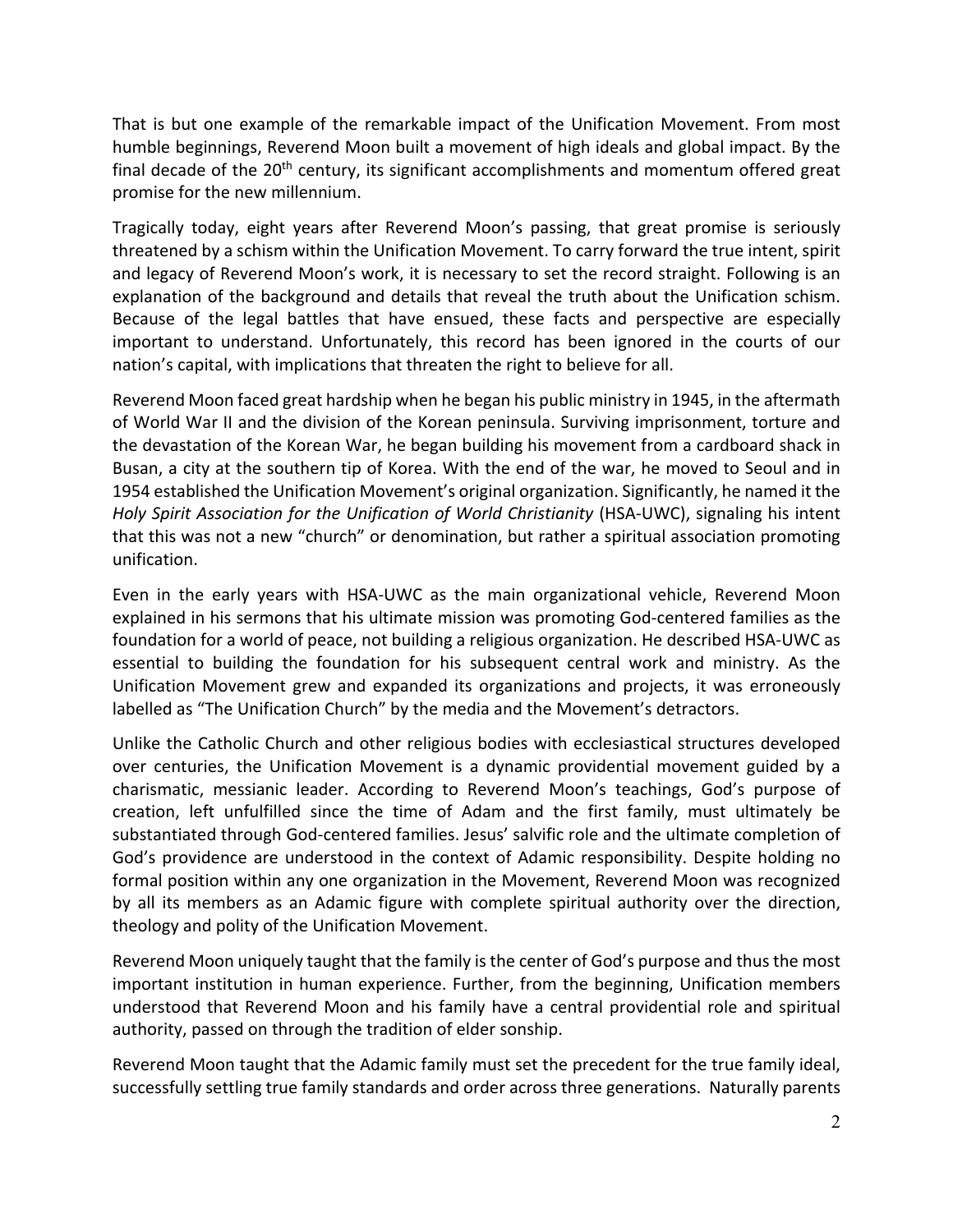That is but one example of the remarkable impact of the Unification Movement. From most humble beginnings, Reverend Moon built a movement of high ideals and global impact. By the final decade of the 20th century, its significant accomplishments and momentum offered great promise for the new millennium.

Tragically today, eight years after Reverend Moon's passing, that great promise is seriously threatened by a schism within the Unification Movement. To carry forward the true intent, spirit and legacy of Reverend Moon's work, it is necessary to set the record straight. Following is an explanation of the background and details that reveal the truth about the Unification schism. Because of the legal battles that have ensued, these facts and perspective are especially important to understand. Unfortunately, this record has been ignored in the courts of our nation's capital, with implications that threaten the right to believe for all.

Reverend Moon faced great hardship when he began his public ministry in 1945, in the aftermath of World War II and the division of the Korean peninsula. Surviving imprisonment, torture and the devastation of the Korean War, he began building his movement from a cardboard shack in Busan, a city at the southern tip of Korea. With the end of the war, he moved to Seoul and in 1954 established the Unification Movement's original organization. Significantly, he named it the *Holy Spirit Association for the Unification of World Christianity* (HSA-UWC), signaling his intent that this was not a new "church" or denomination, but rather a spiritual association promoting unification.

Even in the early years with HSA-UWC as the main organizational vehicle, Reverend Moon explained in his sermons that his ultimate mission was promoting God-centered families as the foundation for a world of peace, not building a religious organization. He described HSA-UWC as essential to building the foundation for his subsequent central work and ministry. As the Unification Movement grew and expanded its organizations and projects, it was erroneously labelled as "The Unification Church" by the media and the Movement's detractors.

Unlike the Catholic Church and other religious bodies with ecclesiastical structures developed over centuries, the Unification Movement is a dynamic providential movement guided by a charismatic, messianic leader. According to Reverend Moon's teachings, God's purpose of creation, left unfulfilled since the time of Adam and the first family, must ultimately be substantiated through God-centered families. Jesus' salvific role and the ultimate completion of God's providence are understood in the context of Adamic responsibility. Despite holding no formal position within any one organization in the Movement, Reverend Moon was recognized by all its members as an Adamic figure with complete spiritual authority over the direction, theology and polity of the Unification Movement.

Reverend Moon uniquely taught that the family is the center of God's purpose and thus the most important institution in human experience. Further, from the beginning, Unification members understood that Reverend Moon and his family have a central providential role and spiritual authority, passed on through the tradition of elder sonship.

Reverend Moon taught that the Adamic family must set the precedent for the true family ideal, successfully settling true family standards and order across three generations. Naturally parents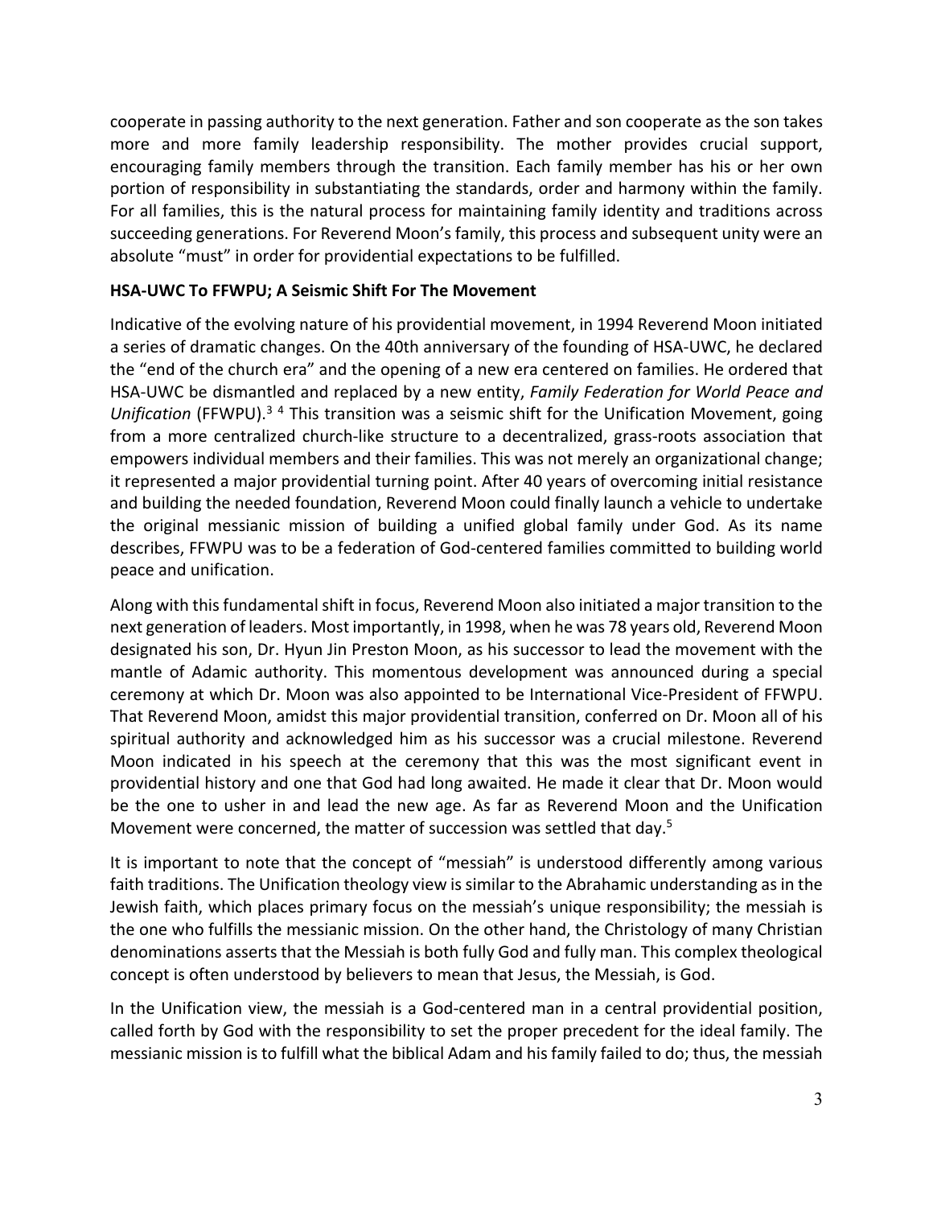cooperate in passing authority to the next generation. Father and son cooperate as the son takes more and more family leadership responsibility. The mother provides crucial support, encouraging family members through the transition. Each family member has his or her own portion of responsibility in substantiating the standards, order and harmony within the family. For all families, this is the natural process for maintaining family identity and traditions across succeeding generations. For Reverend Moon's family, this process and subsequent unity were an absolute "must" in order for providential expectations to be fulfilled.

**HSA-UWC To FFWPU; A Seismic Shift For The Movement**

Indicative of the evolving nature of his providential movement, in 1994 Reverend Moon initiated a series of dramatic changes. On the 40th anniversary of the founding of HSA-UWC, he declared the "end of the church era" and the opening of a new era centered on families. He ordered that HSA-UWC be dismantled and replaced by a new entity, *Family Federation for World Peace and Unification* (FFWPU).[3] [4] This transition was a seismic shift for the Unification Movement, going from a more centralized church-like structure to a decentralized, grass-roots association that empowers individual members and their families. This was not merely an organizational change; it represented a major providential turning point. After 40 years of overcoming initial resistance and building the needed foundation, Reverend Moon could finally launch a vehicle to undertake the original messianic mission of building a unified global family under God. As its name describes, FFWPU was to be a federation of God-centered families committed to building world peace and unification.

Along with this fundamental shift in focus, Reverend Moon also initiated a major transition to the next generation of leaders. Most importantly, in 1998, when he was 78 years old, Reverend Moon designated his son, Dr. Hyun Jin Preston Moon, as his successor to lead the movement with the mantle of Adamic authority. This momentous development was announced during a special ceremony at which Dr. Moon was also appointed to be International Vice-President of FFWPU. That Reverend Moon, amidst this major providential transition, conferred on Dr. Moon all of his spiritual authority and acknowledged him as his successor was a crucial milestone. Reverend Moon indicated in his speech at the ceremony that this was the most significant event in providential history and one that God had long awaited. He made it clear that Dr. Moon would be the one to usher in and lead the new age. As far as Reverend Moon and the Unification Movement were concerned, the matter of succession was settled that day.[5]

It is important to note that the concept of "messiah" is understood differently among various faith traditions. The Unification theology view is similar to the Abrahamic understanding as in the Jewish faith, which places primary focus on the messiah's unique responsibility; the messiah is the one who fulfills the messianic mission. On the other hand, the Christology of many Christian denominations asserts that the Messiah is both fully God and fully man. This complex theological concept is often understood by believers to mean that Jesus, the Messiah, is God.

In the Unification view, the messiah is a God-centered man in a central providential position, called forth by God with the responsibility to set the proper precedent for the ideal family. The messianic mission is to fulfill what the biblical Adam and his family failed to do; thus, the messiah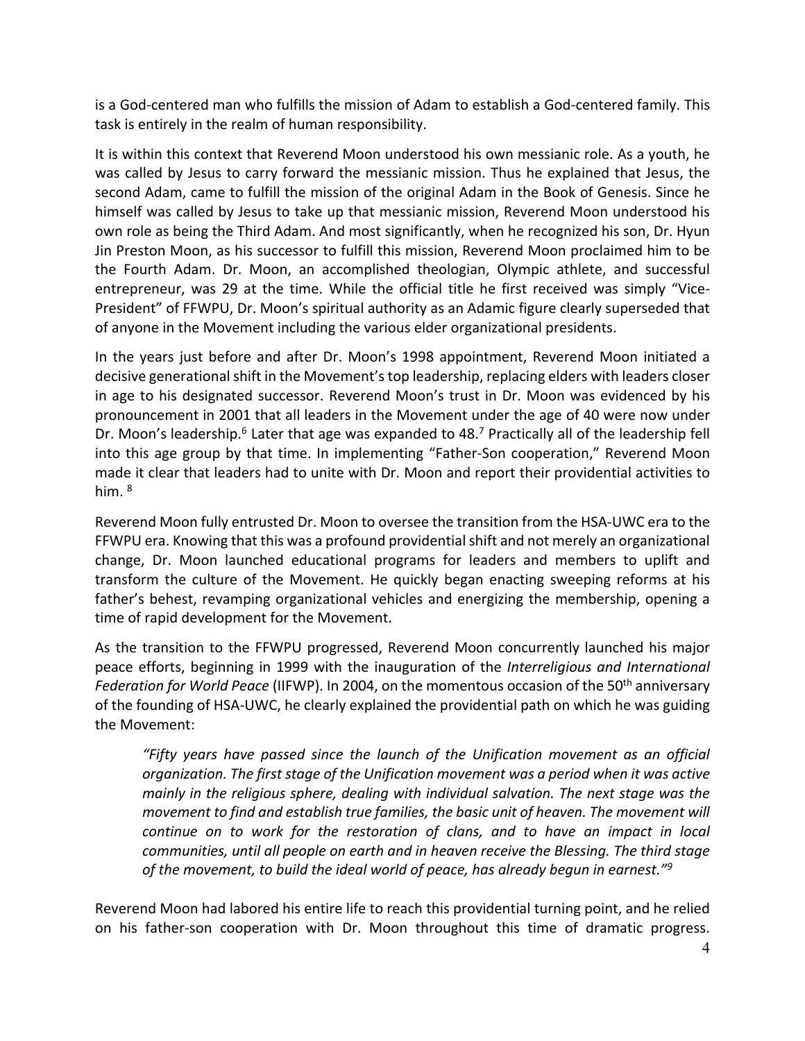is a God-centered man who fulfills the mission of Adam to establish a God-centered family. This task is entirely in the realm of human responsibility.

It is within this context that Reverend Moon understood his own messianic role. As a youth, he was called by Jesus to carry forward the messianic mission. Thus he explained that Jesus, the second Adam, came to fulfill the mission of the original Adam in the Book of Genesis. Since he himself was called by Jesus to take up that messianic mission, Reverend Moon understood his own role as being the Third Adam. And most significantly, when he recognized his son, Dr. Hyun Jin Preston Moon, as his successor to fulfill this mission, Reverend Moon proclaimed him to be the Fourth Adam. Dr. Moon, an accomplished theologian, Olympic athlete, and successful entrepreneur, was 29 at the time. While the official title he first received was simply "Vice-President" of FFWPU, Dr. Moon's spiritual authority as an Adamic figure clearly superseded that of anyone in the Movement including the various elder organizational presidents.

In the years just before and after Dr. Moon's 1998 appointment, Reverend Moon initiated a decisive generational shift in the Movement's top leadership, replacing elders with leaders closer in age to his designated successor. Reverend Moon's trust in Dr. Moon was evidenced by his pronouncement in 2001 that all leaders in the Movement under the age of 40 were now under Dr. Moon's leadership.[6] Later that age was expanded to 48.[7] Practically all of the leadership fell into this age group by that time. In implementing "Father-Son cooperation," Reverend Moon made it clear that leaders had to unite with Dr. Moon and report their providential activities to him. [8]

Reverend Moon fully entrusted Dr. Moon to oversee the transition from the HSA-UWC era to the FFWPU era. Knowing that this was a profound providential shift and not merely an organizational change, Dr. Moon launched educational programs for leaders and members to uplift and transform the culture of the Movement. He quickly began enacting sweeping reforms at his father's behest, revamping organizational vehicles and energizing the membership, opening a time of rapid development for the Movement.

As the transition to the FFWPU progressed, Reverend Moon concurrently launched his major peace efforts, beginning in 1999 with the inauguration of the *Interreligious and International Federation for World Peace* (IIFWP). In 2004, on the momentous occasion of the 50th anniversary of the founding of HSA-UWC, he clearly explained the providential path on which he was guiding the Movement:

> *"Fifty years have passed since the launch of the Unification movement as an official organization. The first stage of the Unification movement was a period when it was active mainly in the religious sphere, dealing with individual salvation. The next stage was the movement to find and establish true families, the basic unit of heaven. The movement will continue on to work for the restoration of clans, and to have an impact in local communities, until all people on earth and in heaven receive the Blessing. The third stage of the movement, to build the ideal world of peace, has already begun in earnest."*[9]

Reverend Moon had labored his entire life to reach this providential turning point, and he relied on his father-son cooperation with Dr. Moon throughout this time of dramatic progress.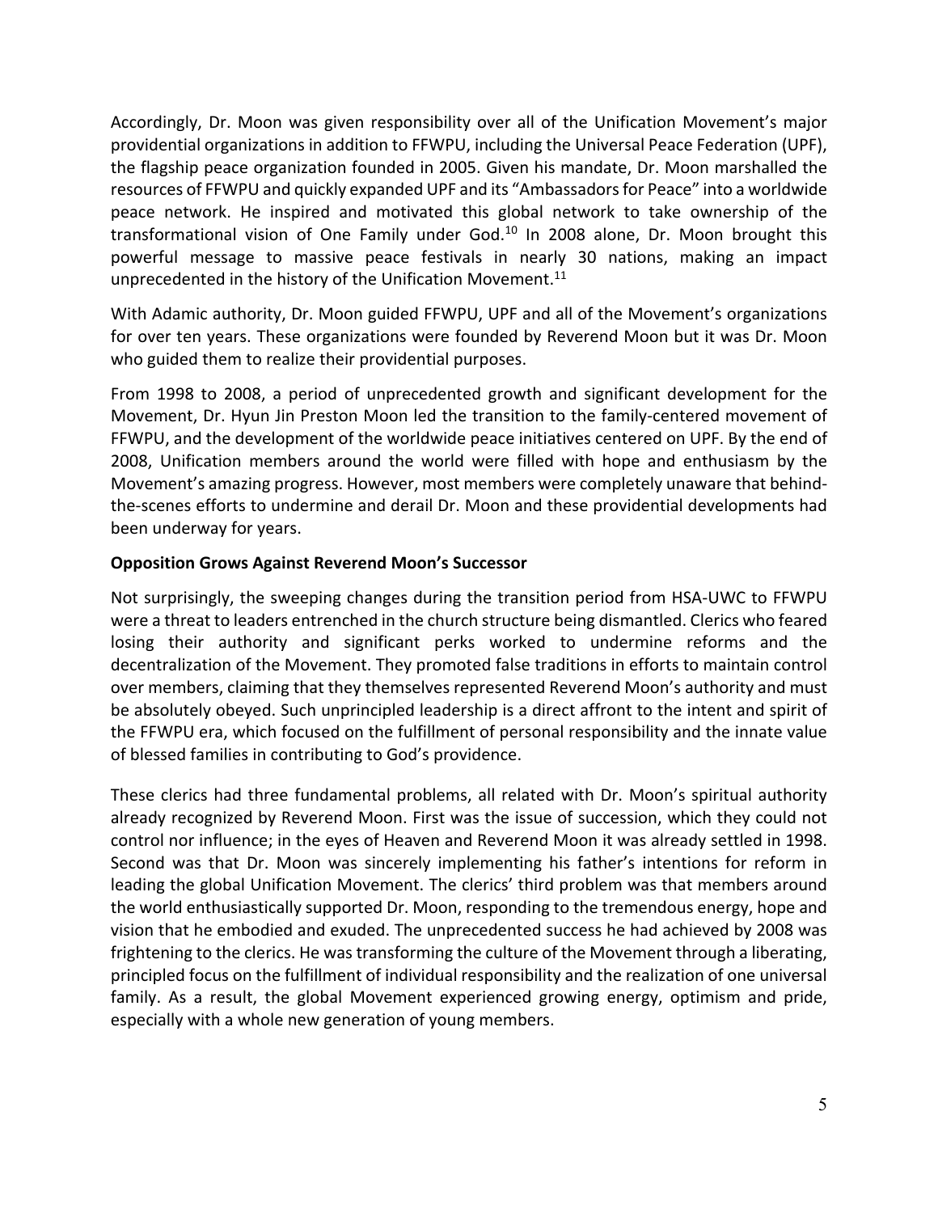Accordingly, Dr. Moon was given responsibility over all of the Unification Movement's major providential organizations in addition to FFWPU, including the Universal Peace Federation (UPF), the flagship peace organization founded in 2005. Given his mandate, Dr. Moon marshalled the resources of FFWPU and quickly expanded UPF and its "Ambassadors for Peace" into a worldwide peace network. He inspired and motivated this global network to take ownership of the transformational vision of One Family under God.[10] In 2008 alone, Dr. Moon brought this powerful message to massive peace festivals in nearly 30 nations, making an impact unprecedented in the history of the Unification Movement.[11]

With Adamic authority, Dr. Moon guided FFWPU, UPF and all of the Movement's organizations for over ten years. These organizations were founded by Reverend Moon but it was Dr. Moon who guided them to realize their providential purposes.

From 1998 to 2008, a period of unprecedented growth and significant development for the Movement, Dr. Hyun Jin Preston Moon led the transition to the family-centered movement of FFWPU, and the development of the worldwide peace initiatives centered on UPF. By the end of 2008, Unification members around the world were filled with hope and enthusiasm by the Movement's amazing progress. However, most members were completely unaware that behind-the-scenes efforts to undermine and derail Dr. Moon and these providential developments had been underway for years.

**Opposition Grows Against Reverend Moon's Successor**

Not surprisingly, the sweeping changes during the transition period from HSA-UWC to FFWPU were a threat to leaders entrenched in the church structure being dismantled. Clerics who feared losing their authority and significant perks worked to undermine reforms and the decentralization of the Movement. They promoted false traditions in efforts to maintain control over members, claiming that they themselves represented Reverend Moon's authority and must be absolutely obeyed. Such unprincipled leadership is a direct affront to the intent and spirit of the FFWPU era, which focused on the fulfillment of personal responsibility and the innate value of blessed families in contributing to God's providence.

These clerics had three fundamental problems, all related with Dr. Moon's spiritual authority already recognized by Reverend Moon. First was the issue of succession, which they could not control nor influence; in the eyes of Heaven and Reverend Moon it was already settled in 1998. Second was that Dr. Moon was sincerely implementing his father's intentions for reform in leading the global Unification Movement. The clerics' third problem was that members around the world enthusiastically supported Dr. Moon, responding to the tremendous energy, hope and vision that he embodied and exuded. The unprecedented success he had achieved by 2008 was frightening to the clerics. He was transforming the culture of the Movement through a liberating, principled focus on the fulfillment of individual responsibility and the realization of one universal family. As a result, the global Movement experienced growing energy, optimism and pride, especially with a whole new generation of young members.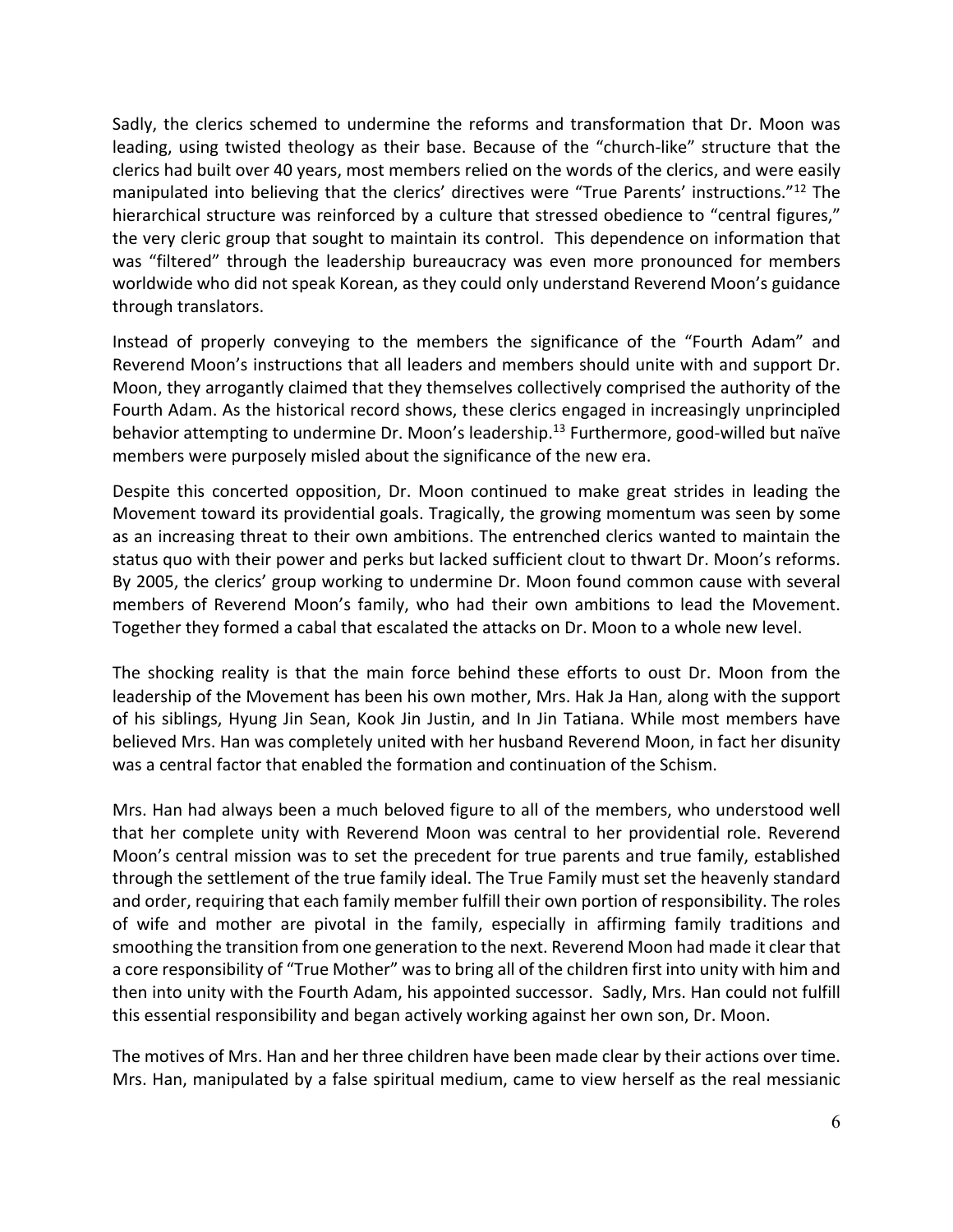Sadly, the clerics schemed to undermine the reforms and transformation that Dr. Moon was leading, using twisted theology as their base. Because of the "church-like" structure that the clerics had built over 40 years, most members relied on the words of the clerics, and were easily manipulated into believing that the clerics' directives were "True Parents' instructions."[12] The hierarchical structure was reinforced by a culture that stressed obedience to "central figures," the very cleric group that sought to maintain its control. This dependence on information that was "filtered" through the leadership bureaucracy was even more pronounced for members worldwide who did not speak Korean, as they could only understand Reverend Moon's guidance through translators.

Instead of properly conveying to the members the significance of the "Fourth Adam" and Reverend Moon's instructions that all leaders and members should unite with and support Dr. Moon, they arrogantly claimed that they themselves collectively comprised the authority of the Fourth Adam. As the historical record shows, these clerics engaged in increasingly unprincipled behavior attempting to undermine Dr. Moon's leadership.[13] Furthermore, good-willed but naïve members were purposely misled about the significance of the new era.

Despite this concerted opposition, Dr. Moon continued to make great strides in leading the Movement toward its providential goals. Tragically, the growing momentum was seen by some as an increasing threat to their own ambitions. The entrenched clerics wanted to maintain the status quo with their power and perks but lacked sufficient clout to thwart Dr. Moon's reforms. By 2005, the clerics' group working to undermine Dr. Moon found common cause with several members of Reverend Moon's family, who had their own ambitions to lead the Movement. Together they formed a cabal that escalated the attacks on Dr. Moon to a whole new level.

The shocking reality is that the main force behind these efforts to oust Dr. Moon from the leadership of the Movement has been his own mother, Mrs. Hak Ja Han, along with the support of his siblings, Hyung Jin Sean, Kook Jin Justin, and In Jin Tatiana. While most members have believed Mrs. Han was completely united with her husband Reverend Moon, in fact her disunity was a central factor that enabled the formation and continuation of the Schism.

Mrs. Han had always been a much beloved figure to all of the members, who understood well that her complete unity with Reverend Moon was central to her providential role. Reverend Moon's central mission was to set the precedent for true parents and true family, established through the settlement of the true family ideal. The True Family must set the heavenly standard and order, requiring that each family member fulfill their own portion of responsibility. The roles of wife and mother are pivotal in the family, especially in affirming family traditions and smoothing the transition from one generation to the next. Reverend Moon had made it clear that a core responsibility of "True Mother" was to bring all of the children first into unity with him and then into unity with the Fourth Adam, his appointed successor. Sadly, Mrs. Han could not fulfill this essential responsibility and began actively working against her own son, Dr. Moon.

The motives of Mrs. Han and her three children have been made clear by their actions over time. Mrs. Han, manipulated by a false spiritual medium, came to view herself as the real messianic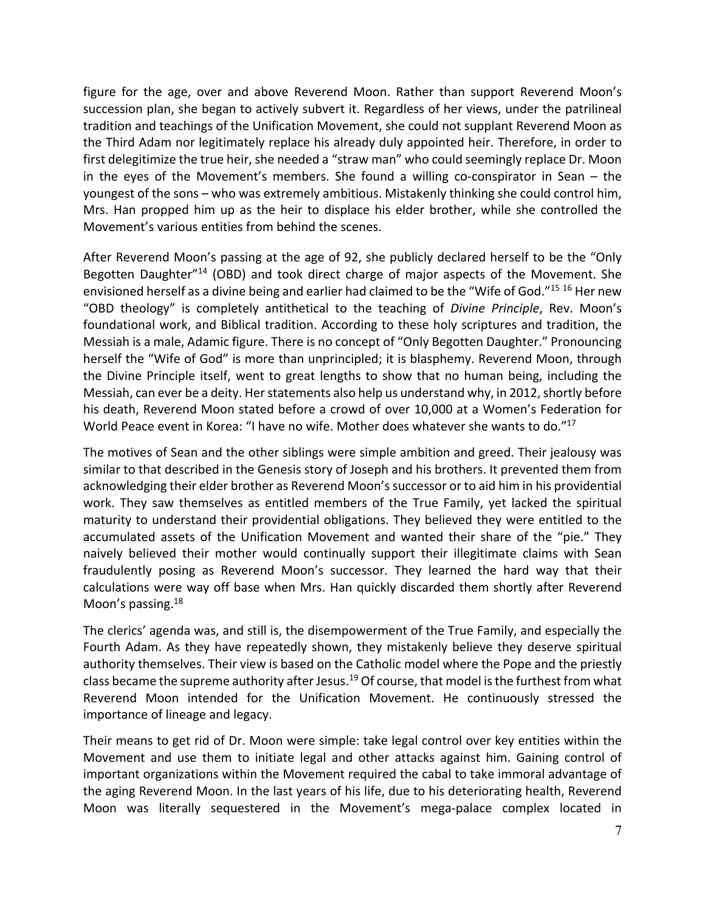figure for the age, over and above Reverend Moon. Rather than support Reverend Moon's succession plan, she began to actively subvert it. Regardless of her views, under the patrilineal tradition and teachings of the Unification Movement, she could not supplant Reverend Moon as the Third Adam nor legitimately replace his already duly appointed heir. Therefore, in order to first delegitimize the true heir, she needed a "straw man" who could seemingly replace Dr. Moon in the eyes of the Movement's members. She found a willing co-conspirator in Sean – the youngest of the sons – who was extremely ambitious. Mistakenly thinking she could control him, Mrs. Han propped him up as the heir to displace his elder brother, while she controlled the Movement's various entities from behind the scenes.

After Reverend Moon's passing at the age of 92, she publicly declared herself to be the "Only Begotten Daughter"[14] (OBD) and took direct charge of major aspects of the Movement. She envisioned herself as a divine being and earlier had claimed to be the "Wife of God."[15] [16] Her new "OBD theology" is completely antithetical to the teaching of *Divine Principle*, Rev. Moon's foundational work, and Biblical tradition. According to these holy scriptures and tradition, the Messiah is a male, Adamic figure. There is no concept of "Only Begotten Daughter." Pronouncing herself the "Wife of God" is more than unprincipled; it is blasphemy. Reverend Moon, through the Divine Principle itself, went to great lengths to show that no human being, including the Messiah, can ever be a deity. Her statements also help us understand why, in 2012, shortly before his death, Reverend Moon stated before a crowd of over 10,000 at a Women's Federation for World Peace event in Korea: "I have no wife. Mother does whatever she wants to do."[17]

The motives of Sean and the other siblings were simple ambition and greed. Their jealousy was similar to that described in the Genesis story of Joseph and his brothers. It prevented them from acknowledging their elder brother as Reverend Moon's successor or to aid him in his providential work. They saw themselves as entitled members of the True Family, yet lacked the spiritual maturity to understand their providential obligations. They believed they were entitled to the accumulated assets of the Unification Movement and wanted their share of the "pie." They naively believed their mother would continually support their illegitimate claims with Sean fraudulently posing as Reverend Moon's successor. They learned the hard way that their calculations were way off base when Mrs. Han quickly discarded them shortly after Reverend Moon's passing.[18]

The clerics' agenda was, and still is, the disempowerment of the True Family, and especially the Fourth Adam. As they have repeatedly shown, they mistakenly believe they deserve spiritual authority themselves. Their view is based on the Catholic model where the Pope and the priestly class became the supreme authority after Jesus.[19] Of course, that model is the furthest from what Reverend Moon intended for the Unification Movement. He continuously stressed the importance of lineage and legacy.

Their means to get rid of Dr. Moon were simple: take legal control over key entities within the Movement and use them to initiate legal and other attacks against him. Gaining control of important organizations within the Movement required the cabal to take immoral advantage of the aging Reverend Moon. In the last years of his life, due to his deteriorating health, Reverend Moon was literally sequestered in the Movement's mega-palace complex located in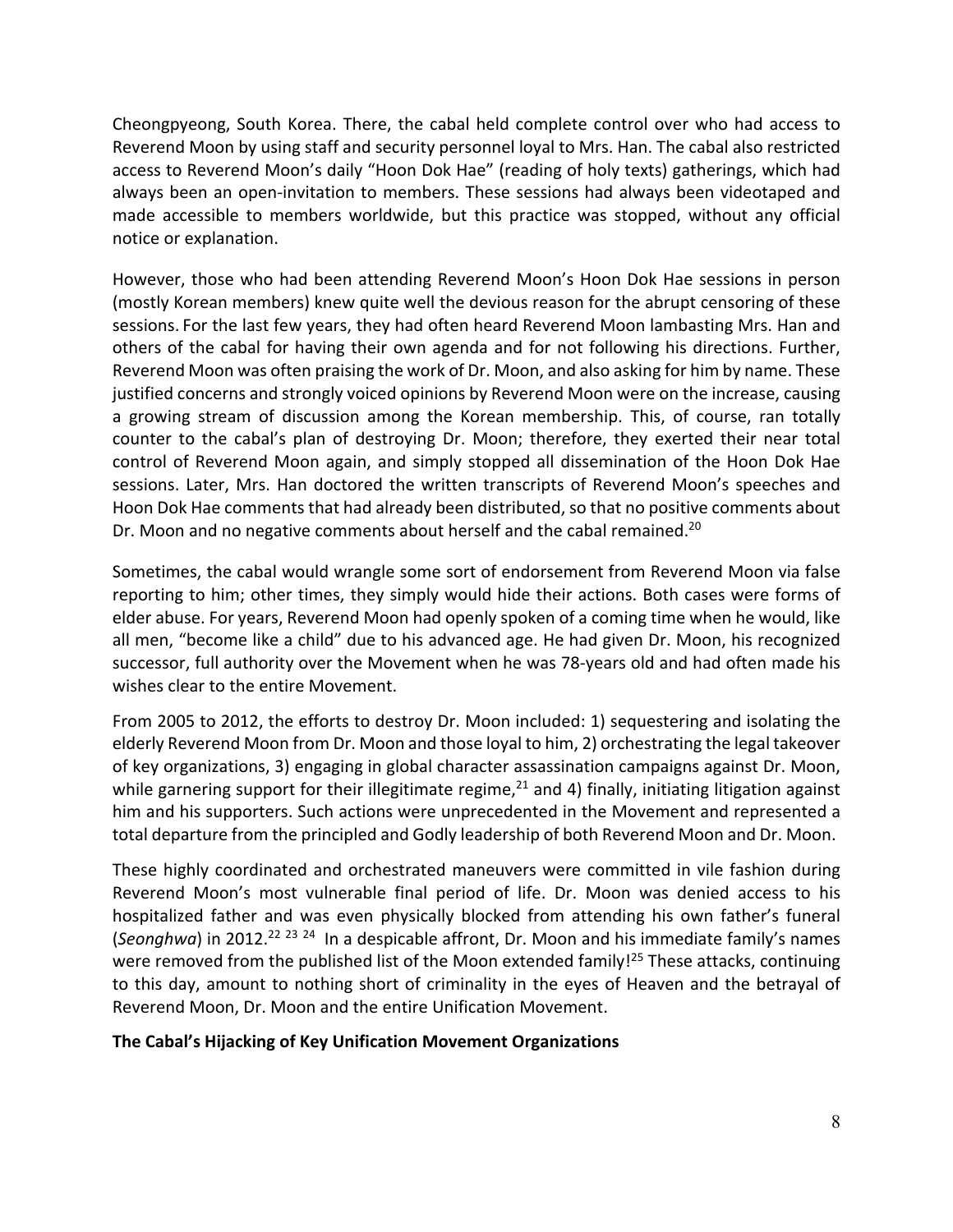Cheongpyeong, South Korea. There, the cabal held complete control over who had access to Reverend Moon by using staff and security personnel loyal to Mrs. Han. The cabal also restricted access to Reverend Moon's daily "Hoon Dok Hae" (reading of holy texts) gatherings, which had always been an open-invitation to members. These sessions had always been videotaped and made accessible to members worldwide, but this practice was stopped, without any official notice or explanation.

However, those who had been attending Reverend Moon's Hoon Dok Hae sessions in person (mostly Korean members) knew quite well the devious reason for the abrupt censoring of these sessions. For the last few years, they had often heard Reverend Moon lambasting Mrs. Han and others of the cabal for having their own agenda and for not following his directions. Further, Reverend Moon was often praising the work of Dr. Moon, and also asking for him by name. These justified concerns and strongly voiced opinions by Reverend Moon were on the increase, causing a growing stream of discussion among the Korean membership. This, of course, ran totally counter to the cabal's plan of destroying Dr. Moon; therefore, they exerted their near total control of Reverend Moon again, and simply stopped all dissemination of the Hoon Dok Hae sessions. Later, Mrs. Han doctored the written transcripts of Reverend Moon's speeches and Hoon Dok Hae comments that had already been distributed, so that no positive comments about Dr. Moon and no negative comments about herself and the cabal remained.[20]

Sometimes, the cabal would wrangle some sort of endorsement from Reverend Moon via false reporting to him; other times, they simply would hide their actions. Both cases were forms of elder abuse. For years, Reverend Moon had openly spoken of a coming time when he would, like all men, "become like a child" due to his advanced age. He had given Dr. Moon, his recognized successor, full authority over the Movement when he was 78-years old and had often made his wishes clear to the entire Movement.

From 2005 to 2012, the efforts to destroy Dr. Moon included: 1) sequestering and isolating the elderly Reverend Moon from Dr. Moon and those loyal to him, 2) orchestrating the legal takeover of key organizations, 3) engaging in global character assassination campaigns against Dr. Moon, while garnering support for their illegitimate regime,[21] and 4) finally, initiating litigation against him and his supporters. Such actions were unprecedented in the Movement and represented a total departure from the principled and Godly leadership of both Reverend Moon and Dr. Moon.

These highly coordinated and orchestrated maneuvers were committed in vile fashion during Reverend Moon's most vulnerable final period of life. Dr. Moon was denied access to his hospitalized father and was even physically blocked from attending his own father's funeral (*Seonghwa*) in 2012.[22] [23] [24] In a despicable affront, Dr. Moon and his immediate family's names were removed from the published list of the Moon extended family![25] These attacks, continuing to this day, amount to nothing short of criminality in the eyes of Heaven and the betrayal of Reverend Moon, Dr. Moon and the entire Unification Movement.

**The Cabal's Hijacking of Key Unification Movement Organizations**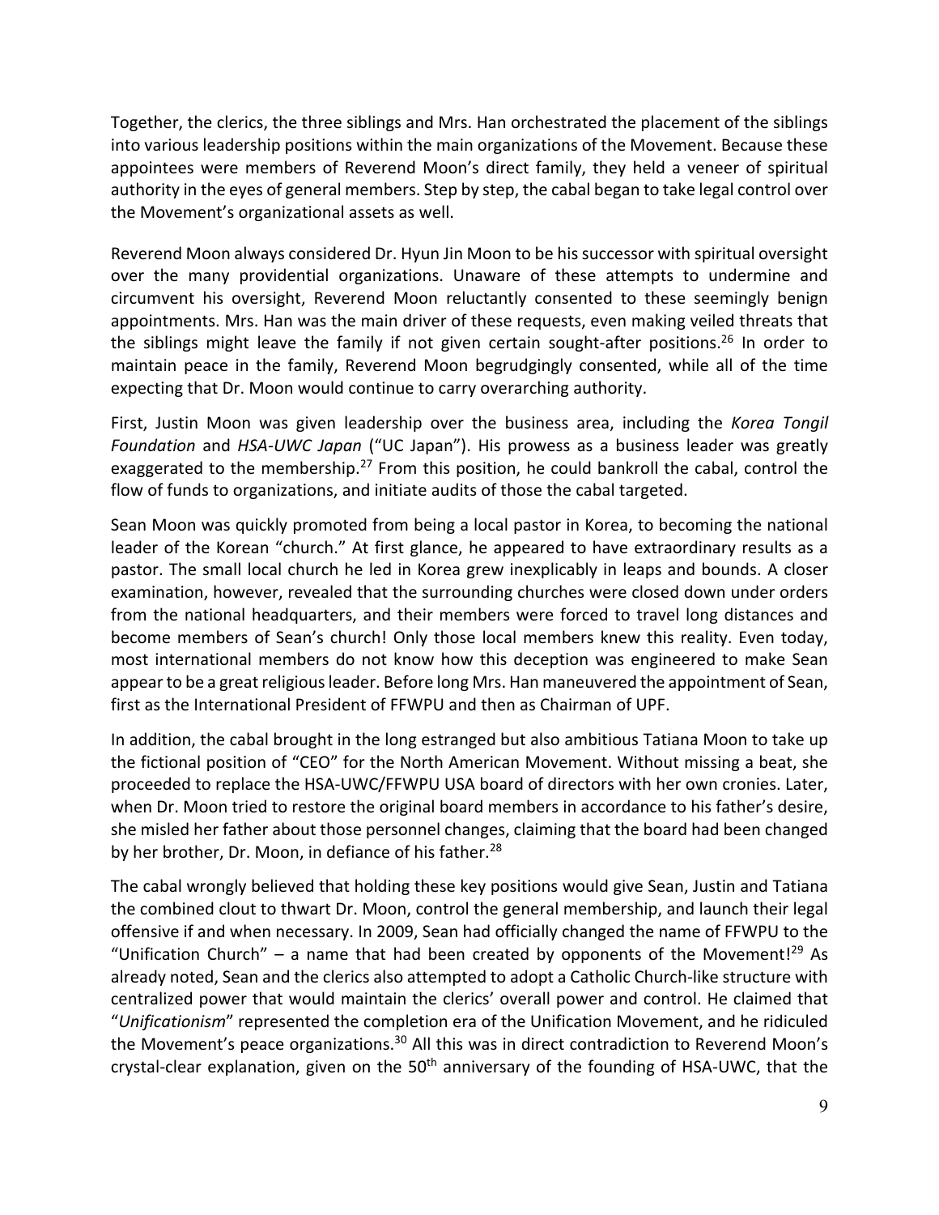Together, the clerics, the three siblings and Mrs. Han orchestrated the placement of the siblings into various leadership positions within the main organizations of the Movement. Because these appointees were members of Reverend Moon's direct family, they held a veneer of spiritual authority in the eyes of general members. Step by step, the cabal began to take legal control over the Movement's organizational assets as well.

Reverend Moon always considered Dr. Hyun Jin Moon to be his successor with spiritual oversight over the many providential organizations. Unaware of these attempts to undermine and circumvent his oversight, Reverend Moon reluctantly consented to these seemingly benign appointments. Mrs. Han was the main driver of these requests, even making veiled threats that the siblings might leave the family if not given certain sought-after positions.[26] In order to maintain peace in the family, Reverend Moon begrudgingly consented, while all of the time expecting that Dr. Moon would continue to carry overarching authority.

First, Justin Moon was given leadership over the business area, including the *Korea Tongil Foundation* and *HSA-UWC Japan* ("UC Japan"). His prowess as a business leader was greatly exaggerated to the membership.[27] From this position, he could bankroll the cabal, control the flow of funds to organizations, and initiate audits of those the cabal targeted.

Sean Moon was quickly promoted from being a local pastor in Korea, to becoming the national leader of the Korean "church." At first glance, he appeared to have extraordinary results as a pastor. The small local church he led in Korea grew inexplicably in leaps and bounds. A closer examination, however, revealed that the surrounding churches were closed down under orders from the national headquarters, and their members were forced to travel long distances and become members of Sean's church! Only those local members knew this reality. Even today, most international members do not know how this deception was engineered to make Sean appear to be a great religious leader. Before long Mrs. Han maneuvered the appointment of Sean, first as the International President of FFWPU and then as Chairman of UPF.

In addition, the cabal brought in the long estranged but also ambitious Tatiana Moon to take up the fictional position of "CEO" for the North American Movement. Without missing a beat, she proceeded to replace the HSA-UWC/FFWPU USA board of directors with her own cronies. Later, when Dr. Moon tried to restore the original board members in accordance to his father's desire, she misled her father about those personnel changes, claiming that the board had been changed by her brother, Dr. Moon, in defiance of his father.[28]

The cabal wrongly believed that holding these key positions would give Sean, Justin and Tatiana the combined clout to thwart Dr. Moon, control the general membership, and launch their legal offensive if and when necessary. In 2009, Sean had officially changed the name of FFWPU to the "Unification Church" – a name that had been created by opponents of the Movement![29] As already noted, Sean and the clerics also attempted to adopt a Catholic Church-like structure with centralized power that would maintain the clerics' overall power and control. He claimed that "*Unificationism*" represented the completion era of the Unification Movement, and he ridiculed the Movement's peace organizations.[30] All this was in direct contradiction to Reverend Moon's crystal-clear explanation, given on the 50th anniversary of the founding of HSA-UWC, that the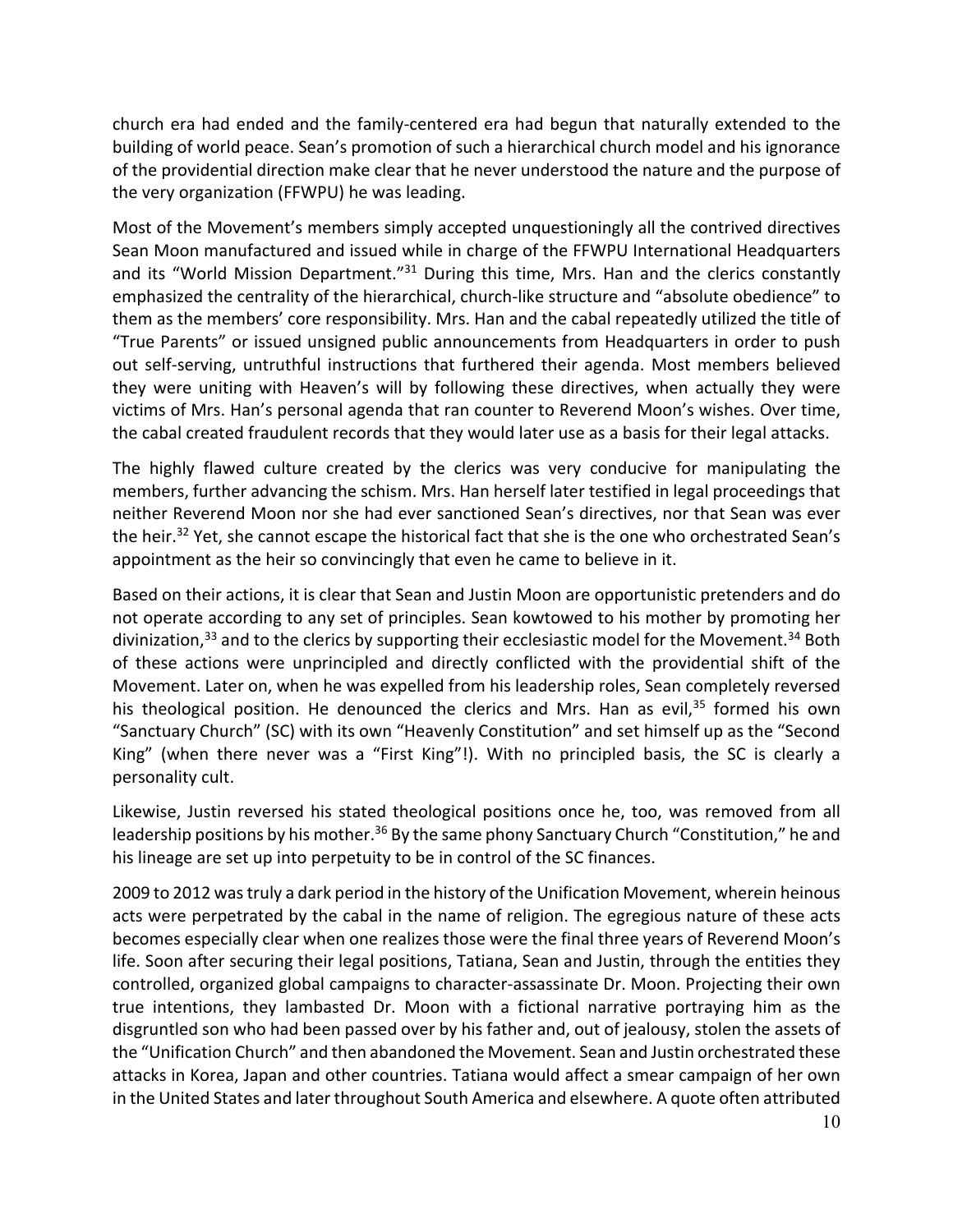church era had ended and the family-centered era had begun that naturally extended to the building of world peace. Sean's promotion of such a hierarchical church model and his ignorance of the providential direction make clear that he never understood the nature and the purpose of the very organization (FFWPU) he was leading.

Most of the Movement's members simply accepted unquestioningly all the contrived directives Sean Moon manufactured and issued while in charge of the FFWPU International Headquarters and its "World Mission Department."[31] During this time, Mrs. Han and the clerics constantly emphasized the centrality of the hierarchical, church-like structure and "absolute obedience" to them as the members' core responsibility. Mrs. Han and the cabal repeatedly utilized the title of "True Parents" or issued unsigned public announcements from Headquarters in order to push out self-serving, untruthful instructions that furthered their agenda. Most members believed they were uniting with Heaven's will by following these directives, when actually they were victims of Mrs. Han's personal agenda that ran counter to Reverend Moon's wishes. Over time, the cabal created fraudulent records that they would later use as a basis for their legal attacks.

The highly flawed culture created by the clerics was very conducive for manipulating the members, further advancing the schism. Mrs. Han herself later testified in legal proceedings that neither Reverend Moon nor she had ever sanctioned Sean's directives, nor that Sean was ever the heir.[32] Yet, she cannot escape the historical fact that she is the one who orchestrated Sean's appointment as the heir so convincingly that even he came to believe in it.

Based on their actions, it is clear that Sean and Justin Moon are opportunistic pretenders and do not operate according to any set of principles. Sean kowtowed to his mother by promoting her divinization,[33] and to the clerics by supporting their ecclesiastic model for the Movement.[34] Both of these actions were unprincipled and directly conflicted with the providential shift of the Movement. Later on, when he was expelled from his leadership roles, Sean completely reversed his theological position. He denounced the clerics and Mrs. Han as evil,[35] formed his own "Sanctuary Church" (SC) with its own "Heavenly Constitution" and set himself up as the "Second King" (when there never was a "First King"!). With no principled basis, the SC is clearly a personality cult.

Likewise, Justin reversed his stated theological positions once he, too, was removed from all leadership positions by his mother.[36] By the same phony Sanctuary Church "Constitution," he and his lineage are set up into perpetuity to be in control of the SC finances.

2009 to 2012 was truly a dark period in the history of the Unification Movement, wherein heinous acts were perpetrated by the cabal in the name of religion. The egregious nature of these acts becomes especially clear when one realizes those were the final three years of Reverend Moon's life. Soon after securing their legal positions, Tatiana, Sean and Justin, through the entities they controlled, organized global campaigns to character-assassinate Dr. Moon. Projecting their own true intentions, they lambasted Dr. Moon with a fictional narrative portraying him as the disgruntled son who had been passed over by his father and, out of jealousy, stolen the assets of the "Unification Church" and then abandoned the Movement. Sean and Justin orchestrated these attacks in Korea, Japan and other countries. Tatiana would affect a smear campaign of her own in the United States and later throughout South America and elsewhere. A quote often attributed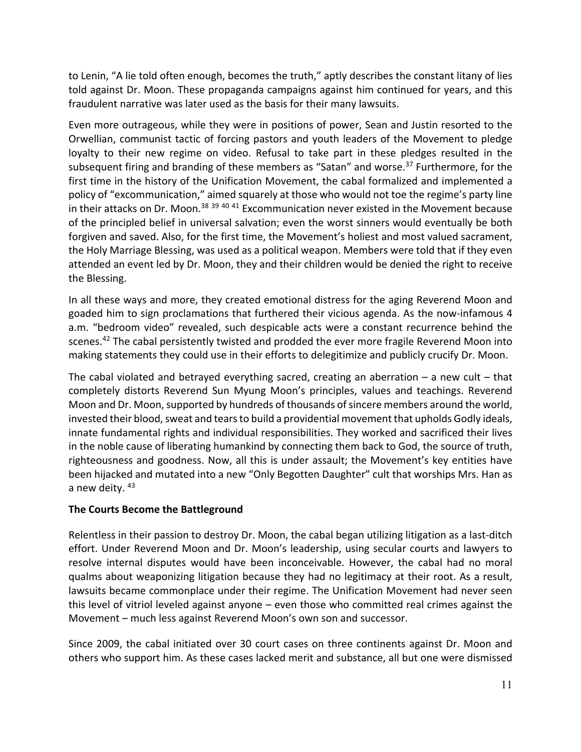to Lenin, "A lie told often enough, becomes the truth," aptly describes the constant litany of lies told against Dr. Moon. These propaganda campaigns against him continued for years, and this fraudulent narrative was later used as the basis for their many lawsuits.

Even more outrageous, while they were in positions of power, Sean and Justin resorted to the Orwellian, communist tactic of forcing pastors and youth leaders of the Movement to pledge loyalty to their new regime on video. Refusal to take part in these pledges resulted in the subsequent firing and branding of these members as "Satan" and worse.[37] Furthermore, for the first time in the history of the Unification Movement, the cabal formalized and implemented a policy of "excommunication," aimed squarely at those who would not toe the regime's party line in their attacks on Dr. Moon.[38] [39] [40] [41] Excommunication never existed in the Movement because of the principled belief in universal salvation; even the worst sinners would eventually be both forgiven and saved. Also, for the first time, the Movement's holiest and most valued sacrament, the Holy Marriage Blessing, was used as a political weapon. Members were told that if they even attended an event led by Dr. Moon, they and their children would be denied the right to receive the Blessing.

In all these ways and more, they created emotional distress for the aging Reverend Moon and goaded him to sign proclamations that furthered their vicious agenda. As the now-infamous 4 a.m. "bedroom video" revealed, such despicable acts were a constant recurrence behind the scenes.[42] The cabal persistently twisted and prodded the ever more fragile Reverend Moon into making statements they could use in their efforts to delegitimize and publicly crucify Dr. Moon.

The cabal violated and betrayed everything sacred, creating an aberration – a new cult – that completely distorts Reverend Sun Myung Moon's principles, values and teachings. Reverend Moon and Dr. Moon, supported by hundreds of thousands of sincere members around the world, invested their blood, sweat and tears to build a providential movement that upholds Godly ideals, innate fundamental rights and individual responsibilities. They worked and sacrificed their lives in the noble cause of liberating humankind by connecting them back to God, the source of truth, righteousness and goodness. Now, all this is under assault; the Movement's key entities have been hijacked and mutated into a new "Only Begotten Daughter" cult that worships Mrs. Han as a new deity.[43]

**The Courts Become the Battleground**

Relentless in their passion to destroy Dr. Moon, the cabal began utilizing litigation as a last-ditch effort. Under Reverend Moon and Dr. Moon's leadership, using secular courts and lawyers to resolve internal disputes would have been inconceivable. However, the cabal had no moral qualms about weaponizing litigation because they had no legitimacy at their root. As a result, lawsuits became commonplace under their regime. The Unification Movement had never seen this level of vitriol leveled against anyone – even those who committed real crimes against the Movement – much less against Reverend Moon's own son and successor.

Since 2009, the cabal initiated over 30 court cases on three continents against Dr. Moon and others who support him. As these cases lacked merit and substance, all but one were dismissed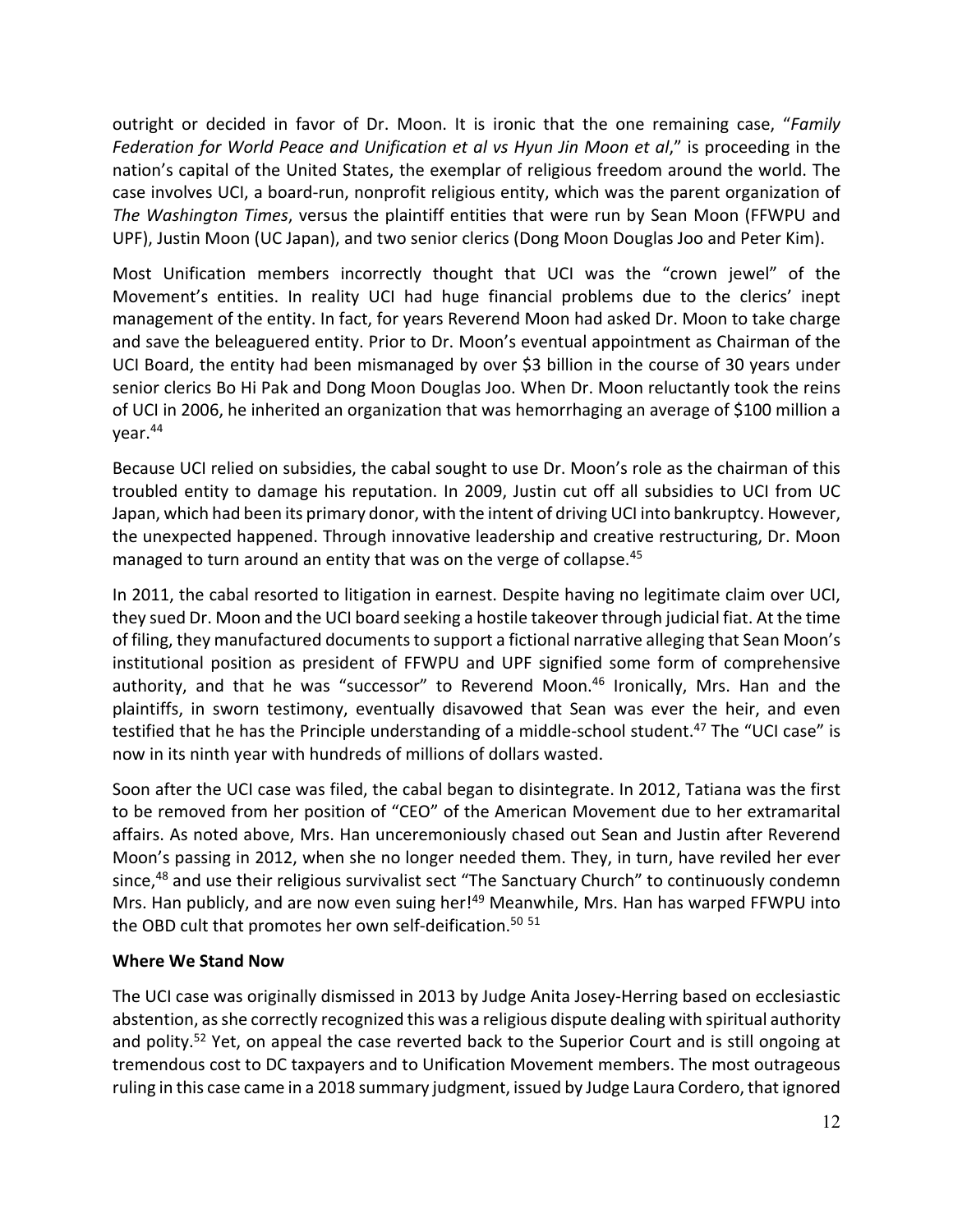outright or decided in favor of Dr. Moon. It is ironic that the one remaining case, "*Family Federation for World Peace and Unification et al vs Hyun Jin Moon et al*," is proceeding in the nation's capital of the United States, the exemplar of religious freedom around the world. The case involves UCI, a board-run, nonprofit religious entity, which was the parent organization of *The Washington Times*, versus the plaintiff entities that were run by Sean Moon (FFWPU and UPF), Justin Moon (UC Japan), and two senior clerics (Dong Moon Douglas Joo and Peter Kim).

Most Unification members incorrectly thought that UCI was the "crown jewel" of the Movement's entities. In reality UCI had huge financial problems due to the clerics' inept management of the entity. In fact, for years Reverend Moon had asked Dr. Moon to take charge and save the beleaguered entity. Prior to Dr. Moon's eventual appointment as Chairman of the UCI Board, the entity had been mismanaged by over $3 billion in the course of 30 years under senior clerics Bo Hi Pak and Dong Moon Douglas Joo. When Dr. Moon reluctantly took the reins of UCI in 2006, he inherited an organization that was hemorrhaging an average of $100 million a year.[44]

Because UCI relied on subsidies, the cabal sought to use Dr. Moon's role as the chairman of this troubled entity to damage his reputation. In 2009, Justin cut off all subsidies to UCI from UC Japan, which had been its primary donor, with the intent of driving UCI into bankruptcy. However, the unexpected happened. Through innovative leadership and creative restructuring, Dr. Moon managed to turn around an entity that was on the verge of collapse.[45]

In 2011, the cabal resorted to litigation in earnest. Despite having no legitimate claim over UCI, they sued Dr. Moon and the UCI board seeking a hostile takeover through judicial fiat. At the time of filing, they manufactured documents to support a fictional narrative alleging that Sean Moon's institutional position as president of FFWPU and UPF signified some form of comprehensive authority, and that he was "successor" to Reverend Moon.[46] Ironically, Mrs. Han and the plaintiffs, in sworn testimony, eventually disavowed that Sean was ever the heir, and even testified that he has the Principle understanding of a middle-school student.[47] The "UCI case" is now in its ninth year with hundreds of millions of dollars wasted.

Soon after the UCI case was filed, the cabal began to disintegrate. In 2012, Tatiana was the first to be removed from her position of "CEO" of the American Movement due to her extramarital affairs. As noted above, Mrs. Han unceremoniously chased out Sean and Justin after Reverend Moon's passing in 2012, when she no longer needed them. They, in turn, have reviled her ever since,[48] and use their religious survivalist sect "The Sanctuary Church" to continuously condemn Mrs. Han publicly, and are now even suing her![49] Meanwhile, Mrs. Han has warped FFWPU into the OBD cult that promotes her own self-deification.[50] [51]

**Where We Stand Now**

The UCI case was originally dismissed in 2013 by Judge Anita Josey-Herring based on ecclesiastic abstention, as she correctly recognized this was a religious dispute dealing with spiritual authority and polity.[52] Yet, on appeal the case reverted back to the Superior Court and is still ongoing at tremendous cost to DC taxpayers and to Unification Movement members. The most outrageous ruling in this case came in a 2018 summary judgment, issued by Judge Laura Cordero, that ignored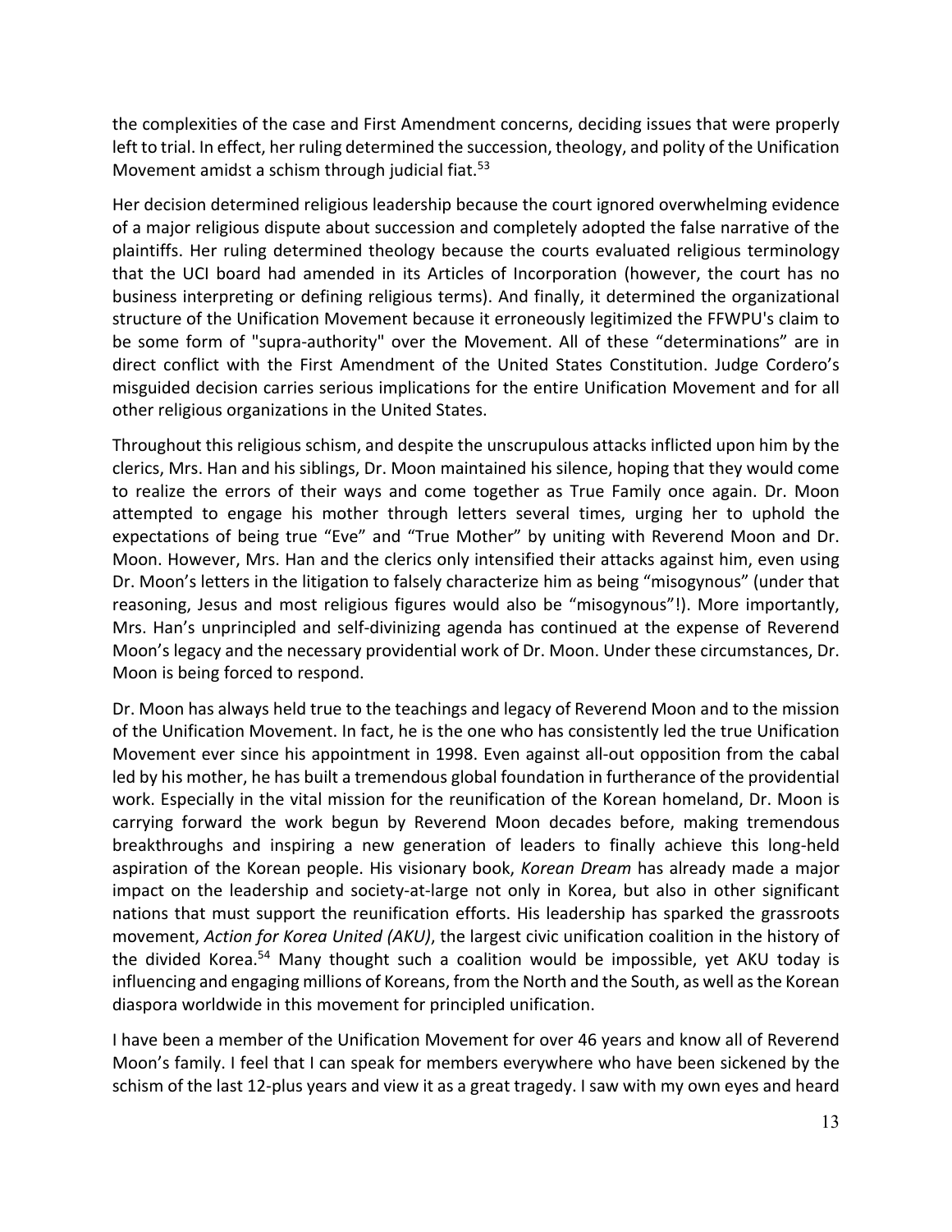the complexities of the case and First Amendment concerns, deciding issues that were properly left to trial. In effect, her ruling determined the succession, theology, and polity of the Unification Movement amidst a schism through judicial fiat.[53]

Her decision determined religious leadership because the court ignored overwhelming evidence of a major religious dispute about succession and completely adopted the false narrative of the plaintiffs. Her ruling determined theology because the courts evaluated religious terminology that the UCI board had amended in its Articles of Incorporation (however, the court has no business interpreting or defining religious terms). And finally, it determined the organizational structure of the Unification Movement because it erroneously legitimized the FFWPU's claim to be some form of "supra-authority" over the Movement. All of these "determinations" are in direct conflict with the First Amendment of the United States Constitution. Judge Cordero's misguided decision carries serious implications for the entire Unification Movement and for all other religious organizations in the United States.

Throughout this religious schism, and despite the unscrupulous attacks inflicted upon him by the clerics, Mrs. Han and his siblings, Dr. Moon maintained his silence, hoping that they would come to realize the errors of their ways and come together as True Family once again. Dr. Moon attempted to engage his mother through letters several times, urging her to uphold the expectations of being true "Eve" and "True Mother" by uniting with Reverend Moon and Dr. Moon. However, Mrs. Han and the clerics only intensified their attacks against him, even using Dr. Moon's letters in the litigation to falsely characterize him as being "misogynous" (under that reasoning, Jesus and most religious figures would also be "misogynous"!). More importantly, Mrs. Han's unprincipled and self-divinizing agenda has continued at the expense of Reverend Moon's legacy and the necessary providential work of Dr. Moon. Under these circumstances, Dr. Moon is being forced to respond.

Dr. Moon has always held true to the teachings and legacy of Reverend Moon and to the mission of the Unification Movement. In fact, he is the one who has consistently led the true Unification Movement ever since his appointment in 1998. Even against all-out opposition from the cabal led by his mother, he has built a tremendous global foundation in furtherance of the providential work. Especially in the vital mission for the reunification of the Korean homeland, Dr. Moon is carrying forward the work begun by Reverend Moon decades before, making tremendous breakthroughs and inspiring a new generation of leaders to finally achieve this long-held aspiration of the Korean people. His visionary book, *Korean Dream* has already made a major impact on the leadership and society-at-large not only in Korea, but also in other significant nations that must support the reunification efforts. His leadership has sparked the grassroots movement, *Action for Korea United (AKU)*, the largest civic unification coalition in the history of the divided Korea.[54] Many thought such a coalition would be impossible, yet AKU today is influencing and engaging millions of Koreans, from the North and the South, as well as the Korean diaspora worldwide in this movement for principled unification.

I have been a member of the Unification Movement for over 46 years and know all of Reverend Moon's family. I feel that I can speak for members everywhere who have been sickened by the schism of the last 12-plus years and view it as a great tragedy. I saw with my own eyes and heard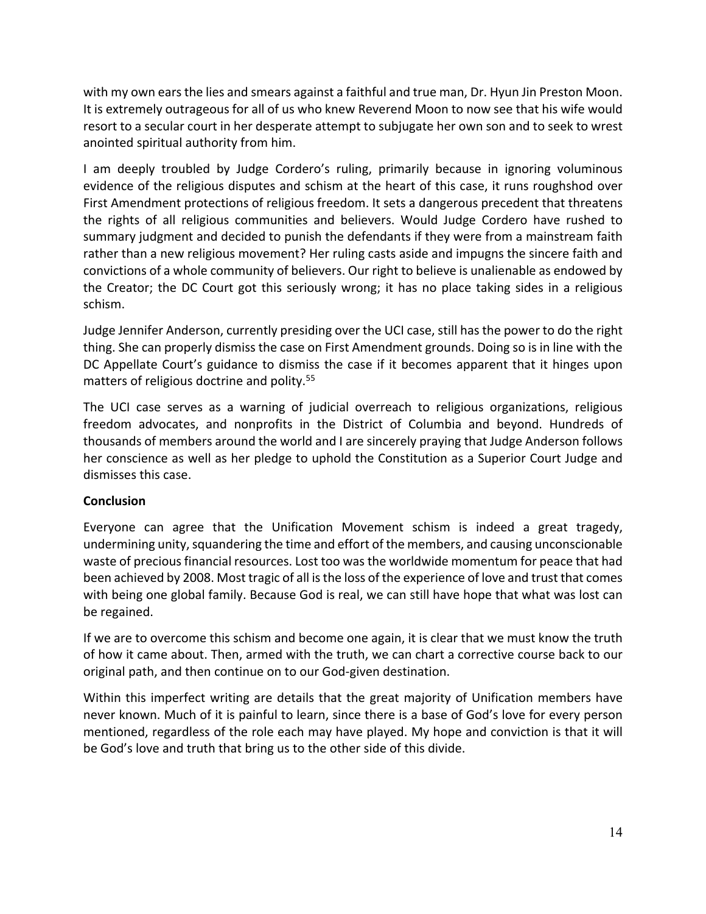with my own ears the lies and smears against a faithful and true man, Dr. Hyun Jin Preston Moon. It is extremely outrageous for all of us who knew Reverend Moon to now see that his wife would resort to a secular court in her desperate attempt to subjugate her own son and to seek to wrest anointed spiritual authority from him.

I am deeply troubled by Judge Cordero's ruling, primarily because in ignoring voluminous evidence of the religious disputes and schism at the heart of this case, it runs roughshod over First Amendment protections of religious freedom. It sets a dangerous precedent that threatens the rights of all religious communities and believers. Would Judge Cordero have rushed to summary judgment and decided to punish the defendants if they were from a mainstream faith rather than a new religious movement? Her ruling casts aside and impugns the sincere faith and convictions of a whole community of believers. Our right to believe is unalienable as endowed by the Creator; the DC Court got this seriously wrong; it has no place taking sides in a religious schism.

Judge Jennifer Anderson, currently presiding over the UCI case, still has the power to do the right thing. She can properly dismiss the case on First Amendment grounds. Doing so is in line with the DC Appellate Court's guidance to dismiss the case if it becomes apparent that it hinges upon matters of religious doctrine and polity.[55]

The UCI case serves as a warning of judicial overreach to religious organizations, religious freedom advocates, and nonprofits in the District of Columbia and beyond. Hundreds of thousands of members around the world and I are sincerely praying that Judge Anderson follows her conscience as well as her pledge to uphold the Constitution as a Superior Court Judge and dismisses this case.

**Conclusion**

Everyone can agree that the Unification Movement schism is indeed a great tragedy, undermining unity, squandering the time and effort of the members, and causing unconscionable waste of precious financial resources. Lost too was the worldwide momentum for peace that had been achieved by 2008. Most tragic of all is the loss of the experience of love and trust that comes with being one global family. Because God is real, we can still have hope that what was lost can be regained.

If we are to overcome this schism and become one again, it is clear that we must know the truth of how it came about. Then, armed with the truth, we can chart a corrective course back to our original path, and then continue on to our God-given destination.

Within this imperfect writing are details that the great majority of Unification members have never known. Much of it is painful to learn, since there is a base of God's love for every person mentioned, regardless of the role each may have played. My hope and conviction is that it will be God's love and truth that bring us to the other side of this divide.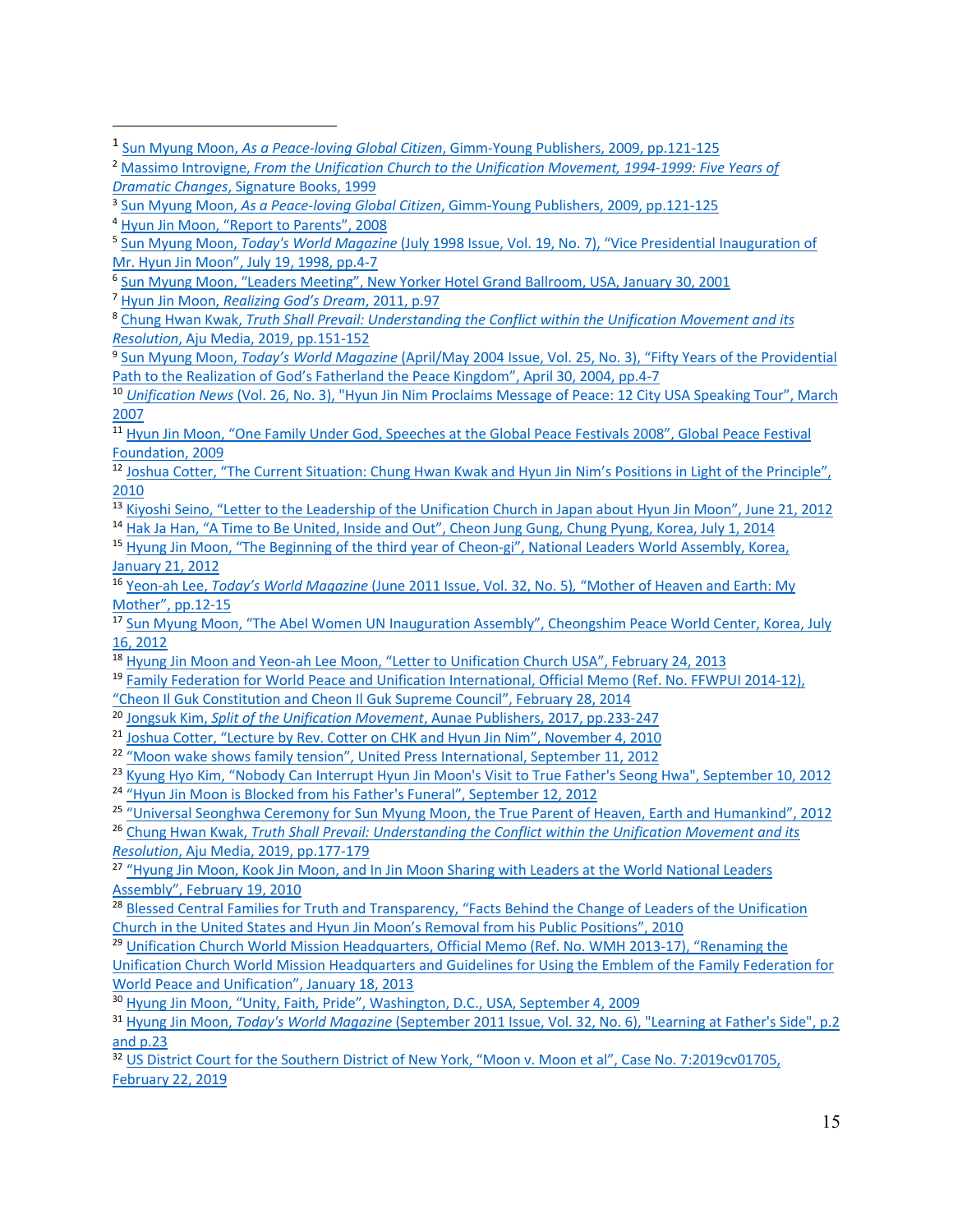[1] Sun Myung Moon, *As a Peace-loving Global Citizen*, Gimm-Young Publishers, 2009, pp.121-125

[2] Massimo Introvigne, *From the Unification Church to the Unification Movement, 1994-1999: Five Years of Dramatic Changes*, Signature Books, 1999

[3] Sun Myung Moon, *As a Peace-loving Global Citizen*, Gimm-Young Publishers, 2009, pp.121-125

[4] Hyun Jin Moon, "Report to Parents", 2008

[5] Sun Myung Moon, *Today's World Magazine* (July 1998 Issue, Vol. 19, No. 7), "Vice Presidential Inauguration of Mr. Hyun Jin Moon", July 19, 1998, pp.4-7

[6] Sun Myung Moon, "Leaders Meeting", New Yorker Hotel Grand Ballroom, USA, January 30, 2001

[7] Hyun Jin Moon, *Realizing God's Dream*, 2011, p.97

[8] Chung Hwan Kwak, *Truth Shall Prevail: Understanding the Conflict within the Unification Movement and its Resolution*, Aju Media, 2019, pp.151-152

[9] Sun Myung Moon, *Today's World Magazine* (April/May 2004 Issue, Vol. 25, No. 3), "Fifty Years of the Providential Path to the Realization of God's Fatherland the Peace Kingdom", April 30, 2004, pp.4-7

[10] *Unification News* (Vol. 26, No. 3), "Hyun Jin Nim Proclaims Message of Peace: 12 City USA Speaking Tour", March 2007

[11] Hyun Jin Moon, "One Family Under God, Speeches at the Global Peace Festivals 2008", Global Peace Festival Foundation, 2009

[12] Joshua Cotter, "The Current Situation: Chung Hwan Kwak and Hyun Jin Nim's Positions in Light of the Principle", 2010

[13] Kiyoshi Seino, "Letter to the Leadership of the Unification Church in Japan about Hyun Jin Moon", June 21, 2012

[14] Hak Ja Han, "A Time to Be United, Inside and Out", Cheon Jung Gung, Chung Pyung, Korea, July 1, 2014

[15] Hyung Jin Moon, "The Beginning of the third year of Cheon-gi", National Leaders World Assembly, Korea, January 21, 2012

[16] Yeon-ah Lee, *Today's World Magazine* (June 2011 Issue, Vol. 32, No. 5), "Mother of Heaven and Earth: My Mother", pp.12-15

[17] Sun Myung Moon, "The Abel Women UN Inauguration Assembly", Cheongshim Peace World Center, Korea, July 16, 2012

[18] Hyung Jin Moon and Yeon-ah Lee Moon, "Letter to Unification Church USA", February 24, 2013

[19] Family Federation for World Peace and Unification International, Official Memo (Ref. No. FFWPUI 2014-12), "Cheon Il Guk Constitution and Cheon Il Guk Supreme Council", February 28, 2014

[20] Jongsuk Kim, *Split of the Unification Movement*, Aunae Publishers, 2017, pp.233-247

[21] Joshua Cotter, "Lecture by Rev. Cotter on CHK and Hyun Jin Nim", November 4, 2010

[22] "Moon wake shows family tension", United Press International, September 11, 2012

[23] Kyung Hyo Kim, "Nobody Can Interrupt Hyun Jin Moon's Visit to True Father's Seong Hwa", September 10, 2012

[24] "Hyun Jin Moon is Blocked from his Father's Funeral", September 12, 2012

[25] "Universal Seonghwa Ceremony for Sun Myung Moon, the True Parent of Heaven, Earth and Humankind", 2012

[26] Chung Hwan Kwak, *Truth Shall Prevail: Understanding the Conflict within the Unification Movement and its Resolution*, Aju Media, 2019, pp.177-179

[27] "Hyung Jin Moon, Kook Jin Moon, and In Jin Moon Sharing with Leaders at the World National Leaders Assembly", February 19, 2010

[28] Blessed Central Families for Truth and Transparency, "Facts Behind the Change of Leaders of the Unification Church in the United States and Hyun Jin Moon's Removal from his Public Positions", 2010

[29] Unification Church World Mission Headquarters, Official Memo (Ref. No. WMH 2013-17), "Renaming the Unification Church World Mission Headquarters and Guidelines for Using the Emblem of the Family Federation for World Peace and Unification", January 18, 2013

[30] Hyung Jin Moon, "Unity, Faith, Pride", Washington, D.C., USA, September 4, 2009

[31] Hyung Jin Moon, *Today's World Magazine* (September 2011 Issue, Vol. 32, No. 6), "Learning at Father's Side", p.2 and p.23

[32] US District Court for the Southern District of New York, "Moon v. Moon et al", Case No. 7:2019cv01705, February 22, 2019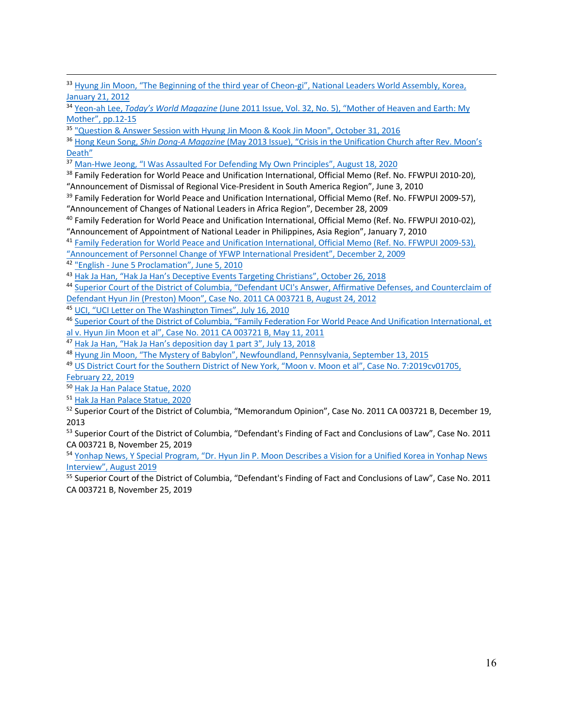[33] Hyung Jin Moon, "The Beginning of the third year of Cheon-gi", National Leaders World Assembly, Korea, January 21, 2012

[34] Yeon-ah Lee, *Today's World Magazine* (June 2011 Issue, Vol. 32, No. 5), "Mother of Heaven and Earth: My Mother", pp.12-15

[35] "Question & Answer Session with Hyung Jin Moon & Kook Jin Moon", October 31, 2016

[36] Hong Keun Song, *Shin Dong-A Magazine* (May 2013 Issue), "Crisis in the Unification Church after Rev. Moon's Death"

[37] Man-Hwe Jeong, "I Was Assaulted For Defending My Own Principles", August 18, 2020

[38] Family Federation for World Peace and Unification International, Official Memo (Ref. No. FFWPUI 2010-20), "Announcement of Dismissal of Regional Vice-President in South America Region", June 3, 2010

[39] Family Federation for World Peace and Unification International, Official Memo (Ref. No. FFWPUI 2009-57), "Announcement of Changes of National Leaders in Africa Region", December 28, 2009

[40] Family Federation for World Peace and Unification International, Official Memo (Ref. No. FFWPUI 2010-02), "Announcement of Appointment of National Leader in Philippines, Asia Region", January 7, 2010

[41] Family Federation for World Peace and Unification International, Official Memo (Ref. No. FFWPUI 2009-53), "Announcement of Personnel Change of YFWP International President", December 2, 2009

[42] "English - June 5 Proclamation", June 5, 2010

[43] Hak Ja Han, "Hak Ja Han's Deceptive Events Targeting Christians", October 26, 2018

[44] Superior Court of the District of Columbia, "Defendant UCI's Answer, Affirmative Defenses, and Counterclaim of Defendant Hyun Jin (Preston) Moon", Case No. 2011 CA 003721 B, August 24, 2012

[45] UCI, "UCI Letter on The Washington Times", July 16, 2010

[46] Superior Court of the District of Columbia, "Family Federation For World Peace And Unification International, et al v. Hyun Jin Moon et al", Case No. 2011 CA 003721 B, May 11, 2011

[47] Hak Ja Han, "Hak Ja Han's deposition day 1 part 3", July 13, 2018

[48] Hyung Jin Moon, "The Mystery of Babylon", Newfoundland, Pennsylvania, September 13, 2015

[49] US District Court for the Southern District of New York, "Moon v. Moon et al", Case No. 7:2019cv01705, February 22, 2019

[50] Hak Ja Han Palace Statue, 2020

[51] Hak Ja Han Palace Statue, 2020

[52] Superior Court of the District of Columbia, "Memorandum Opinion", Case No. 2011 CA 003721 B, December 19, 2013

[53] Superior Court of the District of Columbia, "Defendant's Finding of Fact and Conclusions of Law", Case No. 2011 CA 003721 B, November 25, 2019

[54] Yonhap News, Y Special Program, "Dr. Hyun Jin P. Moon Describes a Vision for a Unified Korea in Yonhap News Interview", August 2019

[55] Superior Court of the District of Columbia, "Defendant's Finding of Fact and Conclusions of Law", Case No. 2011 CA 003721 B, November 25, 2019